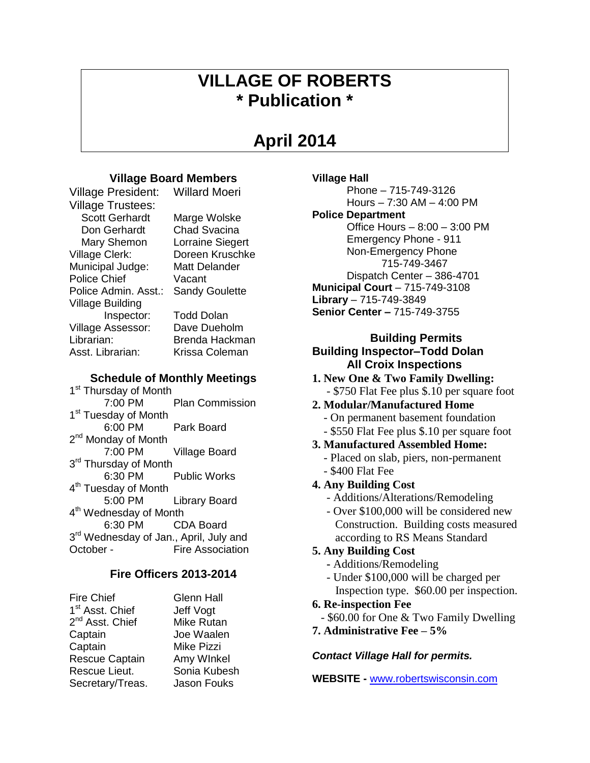# VILLAGE OF ROBERTS
# * Publication *

## April 2014

### Village Board Members

| | |
|---|---|
| Village President: | Willard Moeri |
| Village Trustees: | |
| Scott Gerhardt | Marge Wolske |
| Don Gerhardt | Chad Svacina |
| Mary Shemon | Lorraine Siegert |
| Village Clerk: | Doreen Kruschke |
| Municipal Judge: | Matt Delander |
| Police Chief | Vacant |
| Police Admin. Asst.: | Sandy Goulette |
| Village Building Inspector: | Todd Dolan |
| Village Assessor: | Dave Dueholm |
| Librarian: | Brenda Hackman |
| Asst. Librarian: | Krissa Coleman |

### Schedule of Monthly Meetings

1st Thursday of Month
7:00 PM — Plan Commission

1st Tuesday of Month
6:00 PM — Park Board

2nd Monday of Month
7:00 PM — Village Board

3rd Thursday of Month
6:30 PM — Public Works

4th Tuesday of Month
5:00 PM — Library Board

4th Wednesday of Month
6:30 PM — CDA Board

3rd Wednesday of Jan., April, July and October - Fire Association

### Fire Officers 2013-2014

| | |
|---|---|
| Fire Chief | Glenn Hall |
| 1st Asst. Chief | Jeff Vogt |
| 2nd Asst. Chief | Mike Rutan |
| Captain | Joe Waalen |
| Captain | Mike Pizzi |
| Rescue Captain | Amy WInkel |
| Rescue Lieut. | Sonia Kubesh |
| Secretary/Treas. | Jason Fouks |

**Village Hall**
Phone – 715-749-3126
Hours – 7:30 AM – 4:00 PM

**Police Department**
Office Hours – 8:00 – 3:00 PM
Emergency Phone - 911
Non-Emergency Phone
715-749-3467
Dispatch Center – 386-4701

**Municipal Court** – 715-749-3108
**Library** – 715-749-3849
**Senior Center –** 715-749-3755

### Building Permits
### Building Inspector–Todd Dolan
### All Croix Inspections

**1. New One & Two Family Dwelling:**
- $750 Flat Fee plus $.10 per square foot

**2. Modular/Manufactured Home**
- On permanent basement foundation
- $550 Flat Fee plus $.10 per square foot

**3. Manufactured Assembled Home:**
- Placed on slab, piers, non-permanent
- $400 Flat Fee

**4. Any Building Cost**
- Additions/Alterations/Remodeling
- Over $100,000 will be considered new Construction. Building costs measured according to RS Means Standard

**5. Any Building Cost**
- Additions/Remodeling
- Under $100,000 will be charged per Inspection type. $60.00 per inspection.

**6. Re-inspection Fee**
- $60.00 for One & Two Family Dwelling

**7. Administrative Fee – 5%**

***Contact Village Hall for permits.***

**WEBSITE -** www.robertswisconsin.com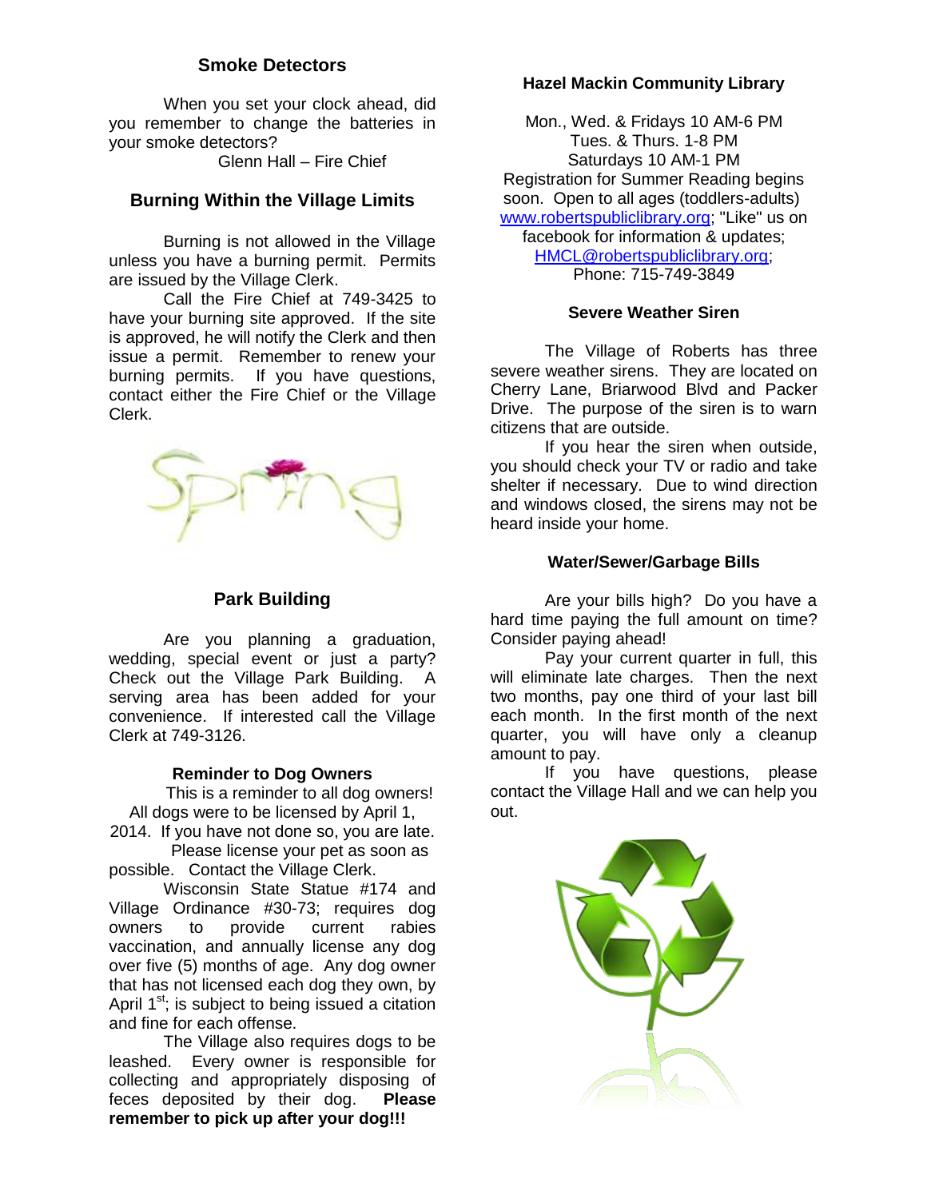## Smoke Detectors

When you set your clock ahead, did you remember to change the batteries in your smoke detectors?

Glenn Hall – Fire Chief

## Burning Within the Village Limits

Burning is not allowed in the Village unless you have a burning permit. Permits are issued by the Village Clerk.

Call the Fire Chief at 749-3425 to have your burning site approved. If the site is approved, he will notify the Clerk and then issue a permit. Remember to renew your burning permits. If you have questions, contact either the Fire Chief or the Village Clerk.

## Park Building

Are you planning a graduation, wedding, special event or just a party? Check out the Village Park Building. A serving area has been added for your convenience. If interested call the Village Clerk at 749-3126.

### Reminder to Dog Owners

This is a reminder to all dog owners! All dogs were to be licensed by April 1, 2014. If you have not done so, you are late. Please license your pet as soon as possible. Contact the Village Clerk.

Wisconsin State Statue #174 and Village Ordinance #30-73; requires dog owners to provide current rabies vaccination, and annually license any dog over five (5) months of age. Any dog owner that has not licensed each dog they own, by April 1st; is subject to being issued a citation and fine for each offense.

The Village also requires dogs to be leashed. Every owner is responsible for collecting and appropriately disposing of feces deposited by their dog. **Please remember to pick up after your dog!!!**

### Hazel Mackin Community Library

Mon., Wed. & Fridays 10 AM-6 PM
Tues. & Thurs. 1-8 PM
Saturdays 10 AM-1 PM
Registration for Summer Reading begins soon. Open to all ages (toddlers-adults)
www.robertspubliclibrary.org; "Like" us on facebook for information & updates;
HMCL@robertspubliclibrary.org;
Phone: 715-749-3849

### Severe Weather Siren

The Village of Roberts has three severe weather sirens. They are located on Cherry Lane, Briarwood Blvd and Packer Drive. The purpose of the siren is to warn citizens that are outside.

If you hear the siren when outside, you should check your TV or radio and take shelter if necessary. Due to wind direction and windows closed, the sirens may not be heard inside your home.

### Water/Sewer/Garbage Bills

Are your bills high? Do you have a hard time paying the full amount on time? Consider paying ahead!

Pay your current quarter in full, this will eliminate late charges. Then the next two months, pay one third of your last bill each month. In the first month of the next quarter, you will have only a cleanup amount to pay.

If you have questions, please contact the Village Hall and we can help you out.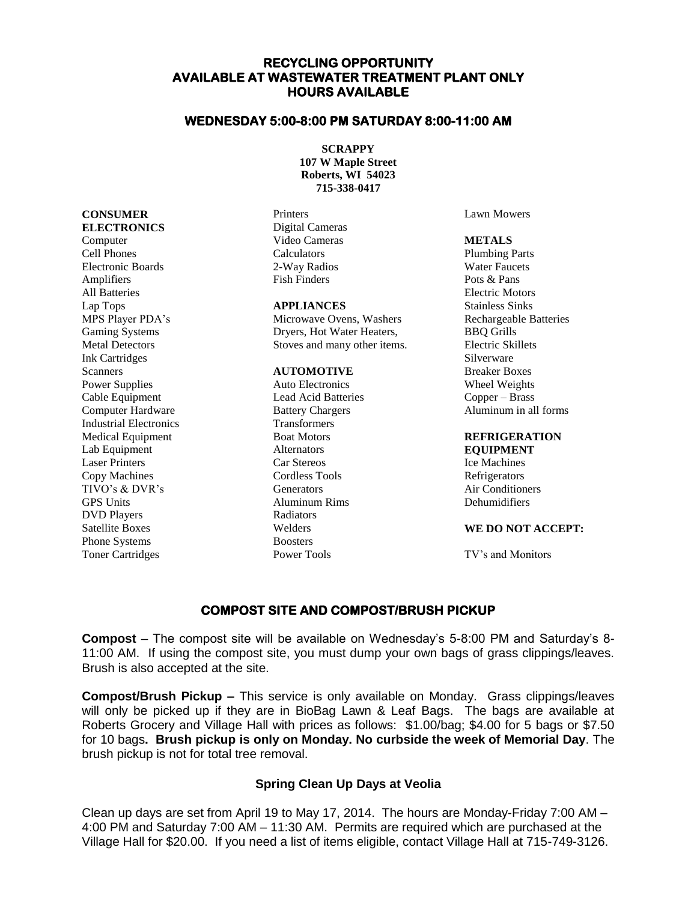## RECYCLING OPPORTUNITY
## AVAILABLE AT WASTEWATER TREATMENT PLANT ONLY
## HOURS AVAILABLE

### WEDNESDAY 5:00-8:00 PM SATURDAY 8:00-11:00 AM

**SCRAPPY**
**107 W Maple Street**
**Roberts, WI 54023**
**715-338-0417**

**CONSUMER ELECTRONICS**
Computer
Cell Phones
Electronic Boards
Amplifiers
All Batteries
Lap Tops
MPS Player PDA's
Gaming Systems
Metal Detectors
Ink Cartridges
Scanners
Power Supplies
Cable Equipment
Computer Hardware
Industrial Electronics
Medical Equipment
Lab Equipment
Laser Printers
Copy Machines
TIVO's & DVR's
GPS Units
DVD Players
Satellite Boxes
Phone Systems
Toner Cartridges
Printers
Digital Cameras
Video Cameras
Calculators
2-Way Radios
Fish Finders

**APPLIANCES**
Microwave Ovens, Washers
Dryers, Hot Water Heaters,
Stoves and many other items.

**AUTOMOTIVE**
Auto Electronics
Lead Acid Batteries
Battery Chargers
Transformers
Boat Motors
Alternators
Car Stereos
Cordless Tools
Generators
Aluminum Rims
Radiators
Welders
Boosters
Power Tools
Lawn Mowers

**METALS**
Plumbing Parts
Water Faucets
Pots & Pans
Electric Motors
Stainless Sinks
Rechargeable Batteries
BBQ Grills
Electric Skillets
Silverware
Breaker Boxes
Wheel Weights
Copper – Brass
Aluminum in all forms

**REFRIGERATION EQUIPMENT**
Ice Machines
Refrigerators
Air Conditioners
Dehumidifiers

**WE DO NOT ACCEPT:**

TV's and Monitors

## COMPOST SITE AND COMPOST/BRUSH PICKUP

**Compost** – The compost site will be available on Wednesday's 5-8:00 PM and Saturday's 8-11:00 AM. If using the compost site, you must dump your own bags of grass clippings/leaves. Brush is also accepted at the site.

**Compost/Brush Pickup –** This service is only available on Monday. Grass clippings/leaves will only be picked up if they are in BioBag Lawn & Leaf Bags. The bags are available at Roberts Grocery and Village Hall with prices as follows: $1.00/bag; $4.00 for 5 bags or $7.50 for 10 bags**. Brush pickup is only on Monday. No curbside the week of Memorial Day**. The brush pickup is not for total tree removal.

### Spring Clean Up Days at Veolia

Clean up days are set from April 19 to May 17, 2014. The hours are Monday-Friday 7:00 AM – 4:00 PM and Saturday 7:00 AM – 11:30 AM. Permits are required which are purchased at the Village Hall for $20.00. If you need a list of items eligible, contact Village Hall at 715-749-3126.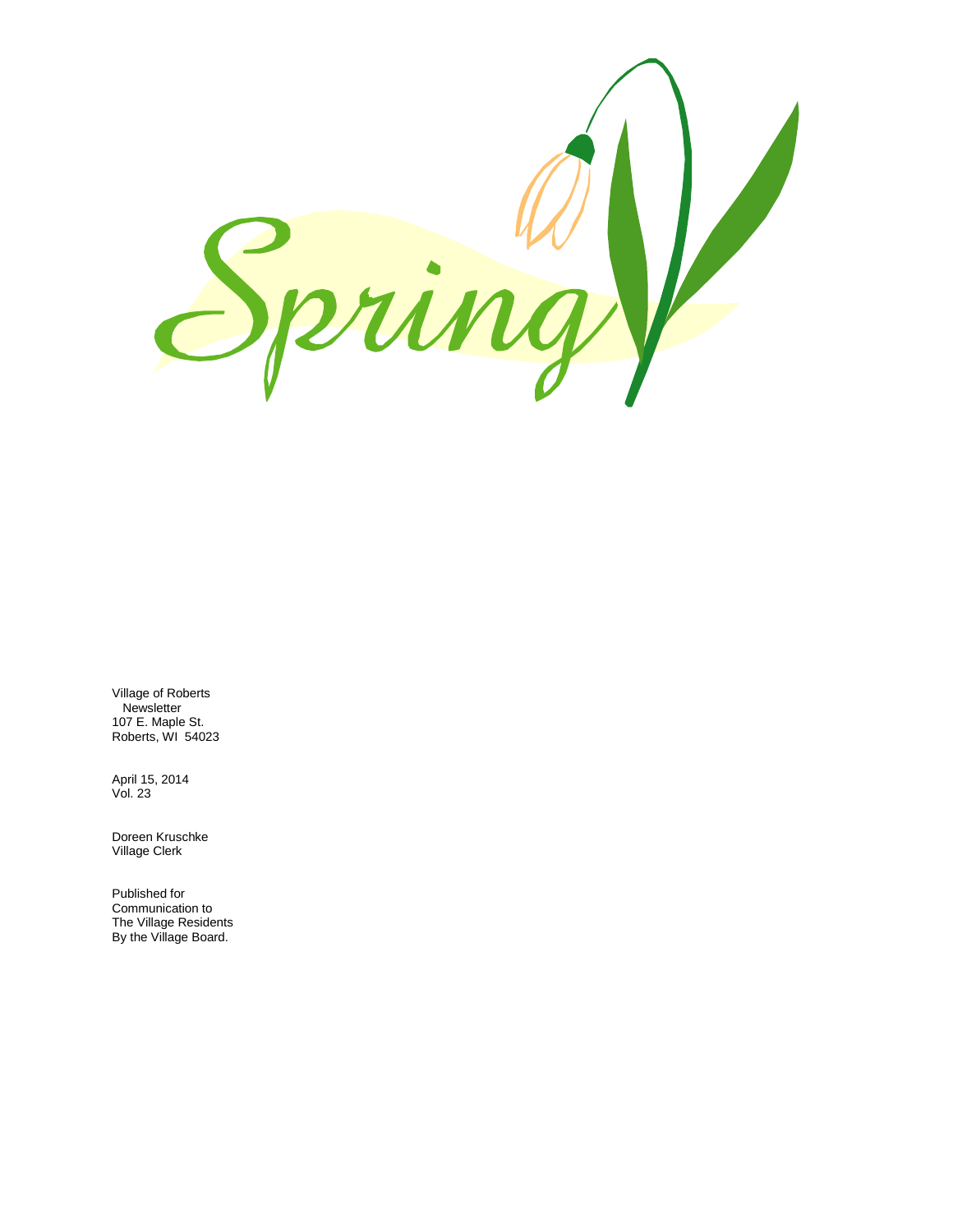Spring

Village of Roberts
Newsletter
107 E. Maple St.
Roberts, WI 54023

April 15, 2014
Vol. 23

Doreen Kruschke
Village Clerk

Published for
Communication to
The Village Residents
By the Village Board.